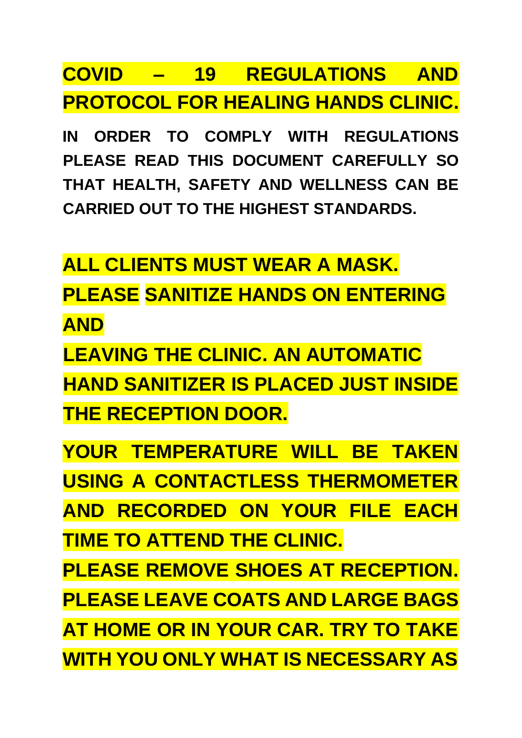# COVID – 19 REGULATIONS AND PROTOCOL FOR HEALING HANDS CLINIC.

**IN ORDER TO COMPLY WITH REGULATIONS PLEASE READ THIS DOCUMENT CAREFULLY SO THAT HEALTH, SAFETY AND WELLNESS CAN BE CARRIED OUT TO THE HIGHEST STANDARDS.**

**ALL CLIENTS MUST WEAR A MASK.**

**PLEASE SANITIZE HANDS ON ENTERING AND LEAVING THE CLINIC. AN AUTOMATIC HAND SANITIZER IS PLACED JUST INSIDE THE RECEPTION DOOR.**

**YOUR TEMPERATURE WILL BE TAKEN USING A CONTACTLESS THERMOMETER AND RECORDED ON YOUR FILE EACH TIME TO ATTEND THE CLINIC.**

**PLEASE REMOVE SHOES AT RECEPTION.**

**PLEASE LEAVE COATS AND LARGE BAGS AT HOME OR IN YOUR CAR. TRY TO TAKE WITH YOU ONLY WHAT IS NECESSARY AS**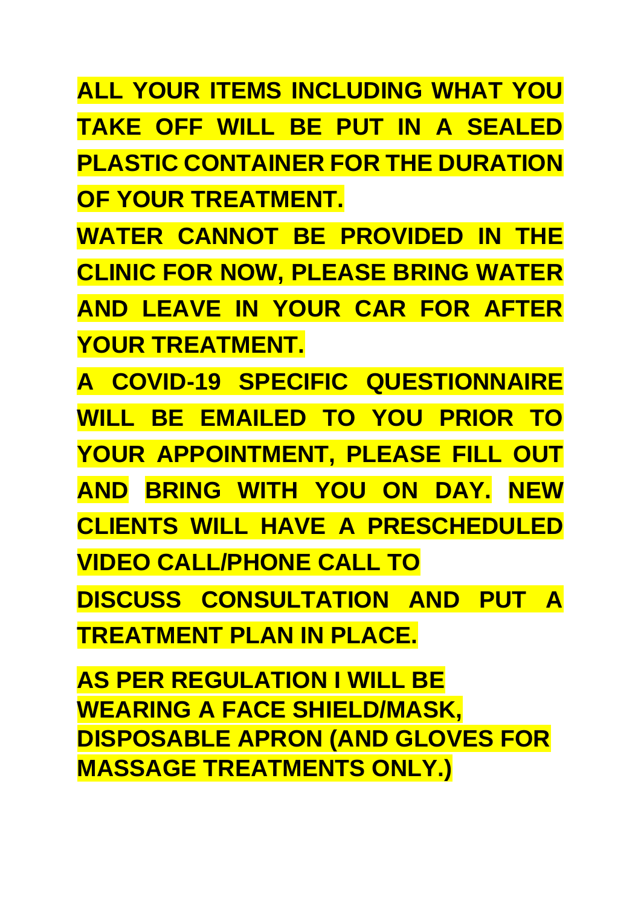**ALL YOUR ITEMS INCLUDING WHAT YOU TAKE OFF WILL BE PUT IN A SEALED PLASTIC CONTAINER FOR THE DURATION OF YOUR TREATMENT.**

**WATER CANNOT BE PROVIDED IN THE CLINIC FOR NOW, PLEASE BRING WATER AND LEAVE IN YOUR CAR FOR AFTER YOUR TREATMENT.**

**A COVID-19 SPECIFIC QUESTIONNAIRE WILL BE EMAILED TO YOU PRIOR TO YOUR APPOINTMENT, PLEASE FILL OUT AND BRING WITH YOU ON DAY. NEW CLIENTS WILL HAVE A PRESCHEDULED VIDEO CALL/PHONE CALL TO DISCUSS CONSULTATION AND PUT A TREATMENT PLAN IN PLACE.**

**AS PER REGULATION I WILL BE WEARING A FACE SHIELD/MASK, DISPOSABLE APRON (AND GLOVES FOR MASSAGE TREATMENTS ONLY.)**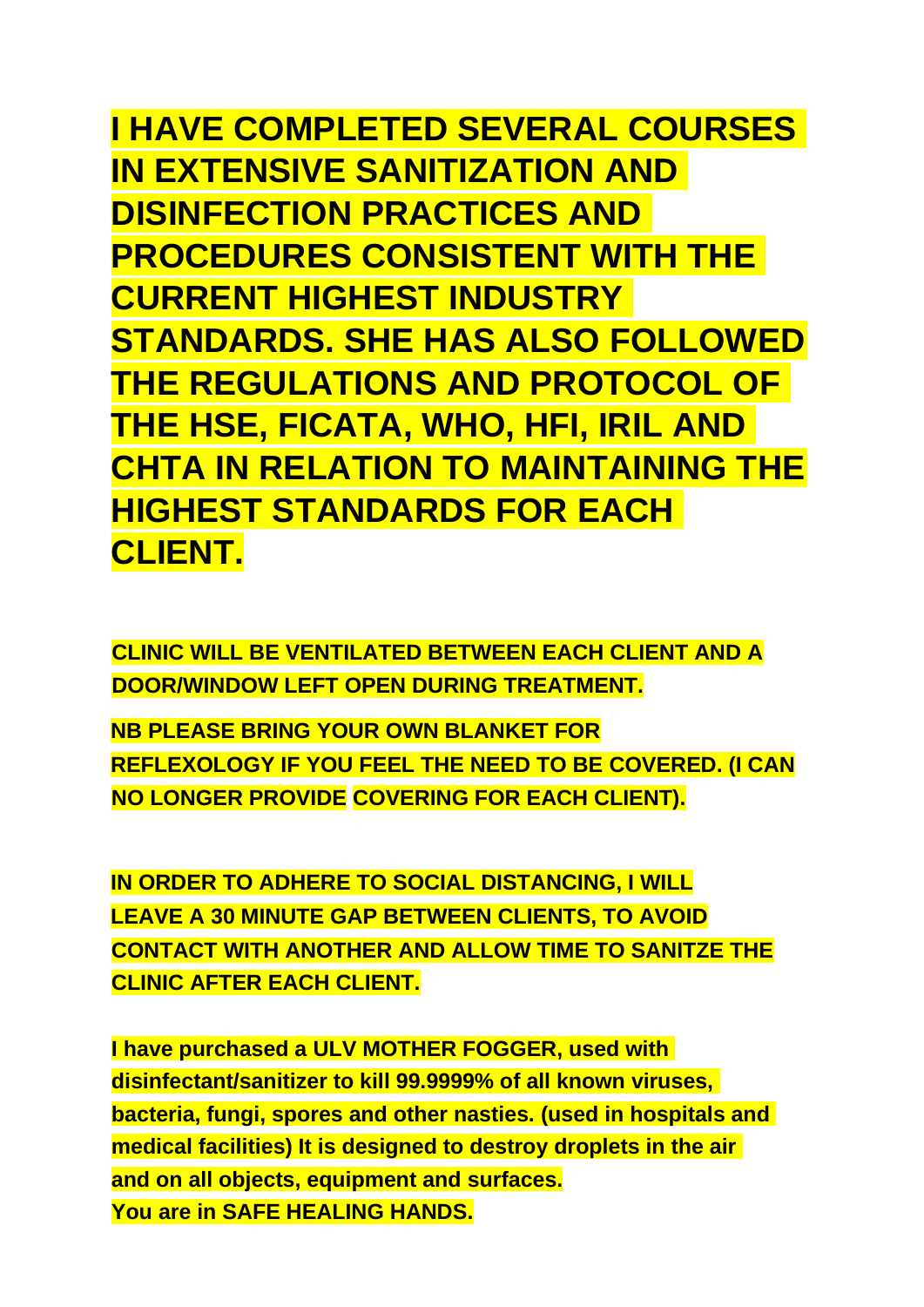**I HAVE COMPLETED SEVERAL COURSES IN EXTENSIVE SANITIZATION AND DISINFECTION PRACTICES AND PROCEDURES CONSISTENT WITH THE CURRENT HIGHEST INDUSTRY STANDARDS. SHE HAS ALSO FOLLOWED THE REGULATIONS AND PROTOCOL OF THE HSE, FICATA, WHO, HFI, IRIL AND CHTA IN RELATION TO MAINTAINING THE HIGHEST STANDARDS FOR EACH CLIENT.**

**CLINIC WILL BE VENTILATED BETWEEN EACH CLIENT AND A DOOR/WINDOW LEFT OPEN DURING TREATMENT.**

**NB PLEASE BRING YOUR OWN BLANKET FOR REFLEXOLOGY IF YOU FEEL THE NEED TO BE COVERED. (I CAN NO LONGER PROVIDE COVERING FOR EACH CLIENT).**

**IN ORDER TO ADHERE TO SOCIAL DISTANCING, I WILL LEAVE A 30 MINUTE GAP BETWEEN CLIENTS, TO AVOID CONTACT WITH ANOTHER AND ALLOW TIME TO SANITZE THE CLINIC AFTER EACH CLIENT.**

**I have purchased a ULV MOTHER FOGGER, used with disinfectant/sanitizer to kill 99.9999% of all known viruses, bacteria, fungi, spores and other nasties. (used in hospitals and medical facilities) It is designed to destroy droplets in the air and on all objects, equipment and surfaces.**
**You are in SAFE HEALING HANDS.**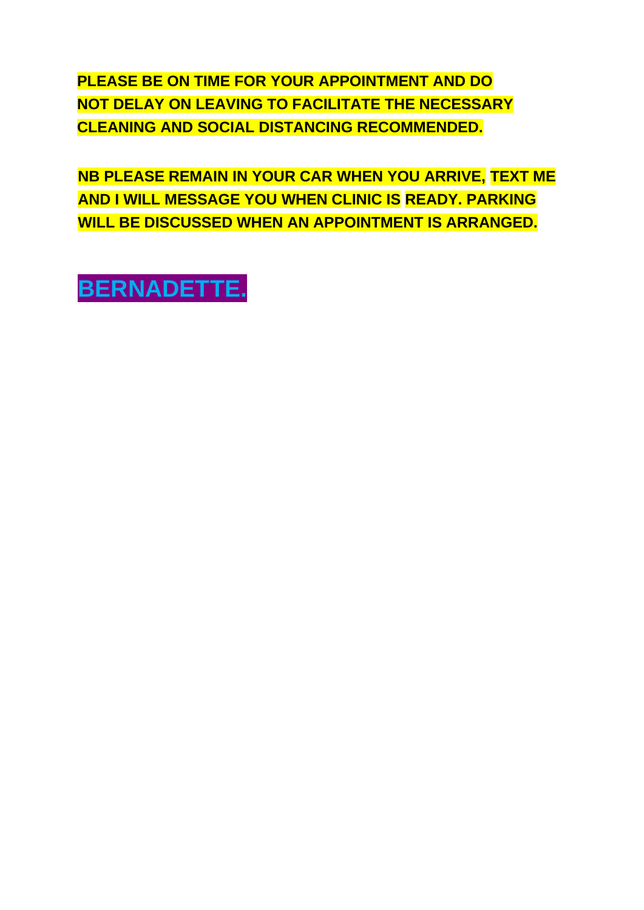**PLEASE BE ON TIME FOR YOUR APPOINTMENT AND DO NOT DELAY ON LEAVING TO FACILITATE THE NECESSARY CLEANING AND SOCIAL DISTANCING RECOMMENDED.**

**NB PLEASE REMAIN IN YOUR CAR WHEN YOU ARRIVE, TEXT ME AND I WILL MESSAGE YOU WHEN CLINIC IS READY. PARKING WILL BE DISCUSSED WHEN AN APPOINTMENT IS ARRANGED.**

**BERNADETTE.**